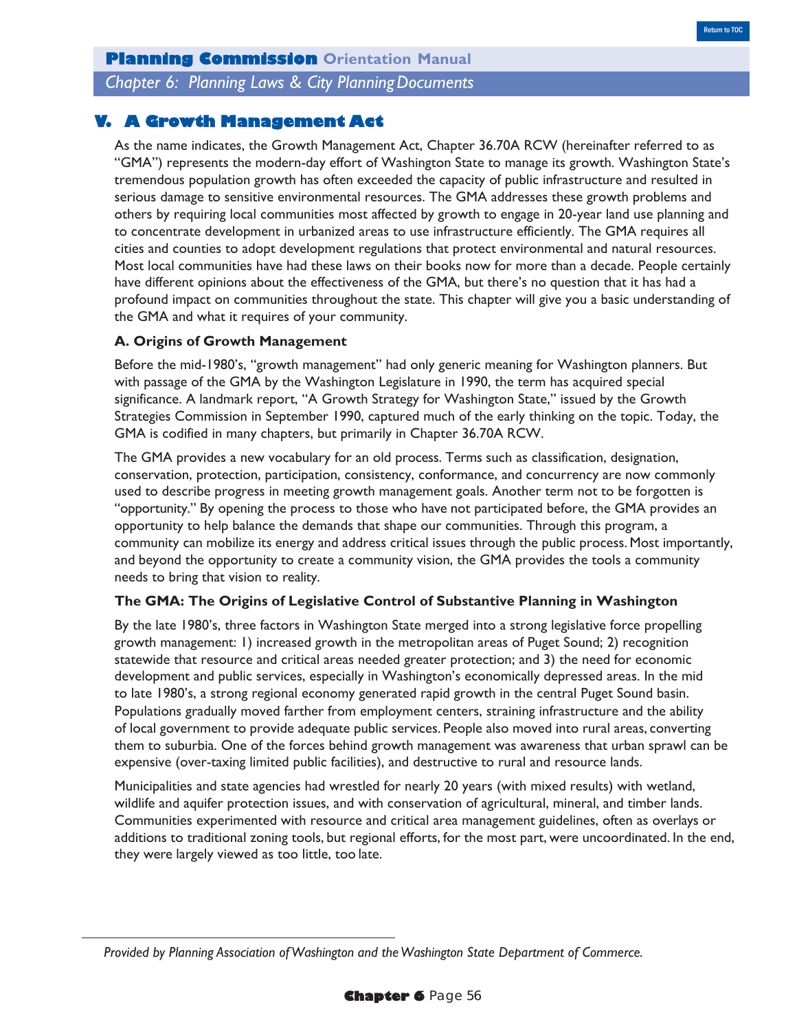# V. A Growth Management Act

As the name indicates, the Growth Management Act, Chapter 36.70A RCW (hereinafter referred to as "GMA") represents the modern-day effort of Washington State to manage its growth. Washington State's tremendous population growth has often exceeded the capacity of public infrastructure and resulted in serious damage to sensitive environmental resources. The GMA addresses these growth problems and others by requiring local communities most affected by growth to engage in 20-year land use planning and to concentrate development in urbanized areas to use infrastructure efficiently. The GMA requires all cities and counties to adopt development regulations that protect environmental and natural resources. Most local communities have had these laws on their books now for more than a decade. People certainly have different opinions about the effectiveness of the GMA, but there's no question that it has had a profound impact on communities throughout the state. This chapter will give you a basic understanding of the GMA and what it requires of your community.

## A. Origins of Growth Management

Before the mid-1980's, "growth management" had only generic meaning for Washington planners. But with passage of the GMA by the Washington Legislature in 1990, the term has acquired special significance. A landmark report, "A Growth Strategy for Washington State," issued by the Growth Strategies Commission in September 1990, captured much of the early thinking on the topic. Today, the GMA is codified in many chapters, but primarily in Chapter 36.70A RCW.

The GMA provides a new vocabulary for an old process. Terms such as classification, designation, conservation, protection, participation, consistency, conformance, and concurrency are now commonly used to describe progress in meeting growth management goals. Another term not to be forgotten is "opportunity." By opening the process to those who have not participated before, the GMA provides an opportunity to help balance the demands that shape our communities. Through this program, a community can mobilize its energy and address critical issues through the public process. Most importantly, and beyond the opportunity to create a community vision, the GMA provides the tools a community needs to bring that vision to reality.

### The GMA: The Origins of Legislative Control of Substantive Planning in Washington

By the late 1980's, three factors in Washington State merged into a strong legislative force propelling growth management: 1) increased growth in the metropolitan areas of Puget Sound; 2) recognition statewide that resource and critical areas needed greater protection; and 3) the need for economic development and public services, especially in Washington's economically depressed areas. In the mid to late 1980's, a strong regional economy generated rapid growth in the central Puget Sound basin. Populations gradually moved farther from employment centers, straining infrastructure and the ability of local government to provide adequate public services. People also moved into rural areas, converting them to suburbia. One of the forces behind growth management was awareness that urban sprawl can be expensive (over-taxing limited public facilities), and destructive to rural and resource lands.

Municipalities and state agencies had wrestled for nearly 20 years (with mixed results) with wetland, wildlife and aquifer protection issues, and with conservation of agricultural, mineral, and timber lands. Communities experimented with resource and critical area management guidelines, often as overlays or additions to traditional zoning tools, but regional efforts, for the most part, were uncoordinated. In the end, they were largely viewed as too little, too late.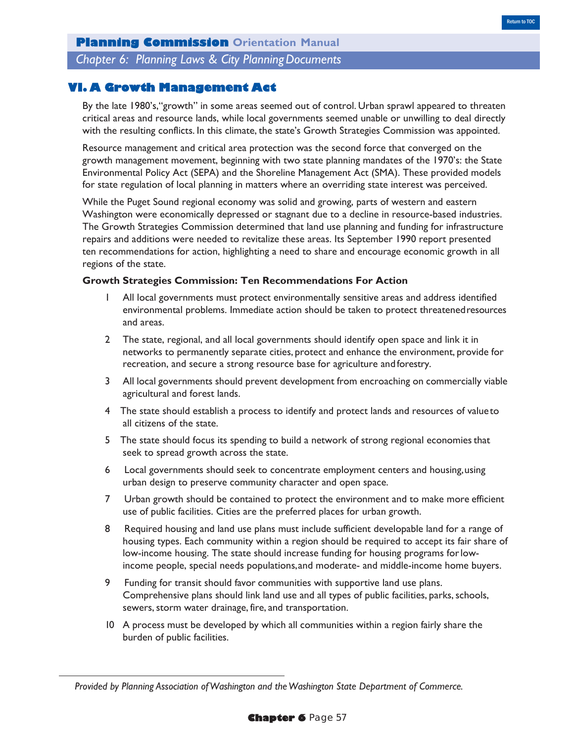## VI. A Growth Management Act

By the late 1980's,"growth" in some areas seemed out of control. Urban sprawl appeared to threaten critical areas and resource lands, while local governments seemed unable or unwilling to deal directly with the resulting conflicts. In this climate, the state's Growth Strategies Commission was appointed.

Resource management and critical area protection was the second force that converged on the growth management movement, beginning with two state planning mandates of the 1970's: the State Environmental Policy Act (SEPA) and the Shoreline Management Act (SMA). These provided models for state regulation of local planning in matters where an overriding state interest was perceived.

While the Puget Sound regional economy was solid and growing, parts of western and eastern Washington were economically depressed or stagnant due to a decline in resource-based industries. The Growth Strategies Commission determined that land use planning and funding for infrastructure repairs and additions were needed to revitalize these areas. Its September 1990 report presented ten recommendations for action, highlighting a need to share and encourage economic growth in all regions of the state.

**Growth Strategies Commission: Ten Recommendations For Action**

1. All local governments must protect environmentally sensitive areas and address identified environmental problems. Immediate action should be taken to protect threatened resources and areas.
2. The state, regional, and all local governments should identify open space and link it in networks to permanently separate cities, protect and enhance the environment, provide for recreation, and secure a strong resource base for agriculture and forestry.
3. All local governments should prevent development from encroaching on commercially viable agricultural and forest lands.
4. The state should establish a process to identify and protect lands and resources of value to all citizens of the state.
5. The state should focus its spending to build a network of strong regional economies that seek to spread growth across the state.
6. Local governments should seek to concentrate employment centers and housing, using urban design to preserve community character and open space.
7. Urban growth should be contained to protect the environment and to make more efficient use of public facilities. Cities are the preferred places for urban growth.
8. Required housing and land use plans must include sufficient developable land for a range of housing types. Each community within a region should be required to accept its fair share of low-income housing. The state should increase funding for housing programs for low-income people, special needs populations, and moderate- and middle-income home buyers.
9. Funding for transit should favor communities with supportive land use plans. Comprehensive plans should link land use and all types of public facilities, parks, schools, sewers, storm water drainage, fire, and transportation.
10. A process must be developed by which all communities within a region fairly share the burden of public facilities.

*Provided by Planning Association of Washington and the Washington State Department of Commerce.*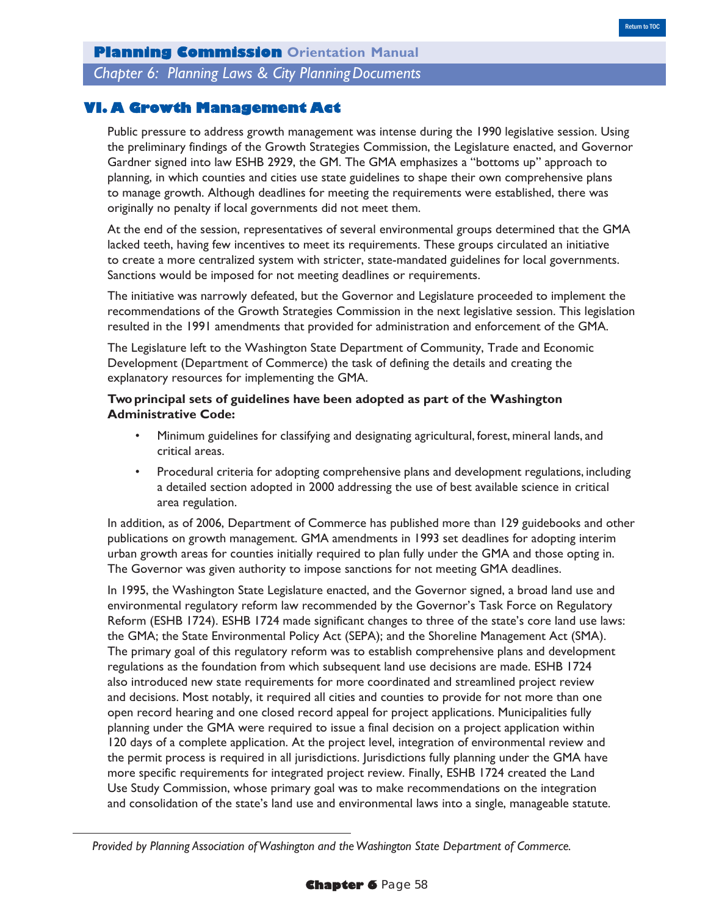## VI. A Growth Management Act

Public pressure to address growth management was intense during the 1990 legislative session. Using the preliminary findings of the Growth Strategies Commission, the Legislature enacted, and Governor Gardner signed into law ESHB 2929, the GM. The GMA emphasizes a "bottoms up" approach to planning, in which counties and cities use state guidelines to shape their own comprehensive plans to manage growth. Although deadlines for meeting the requirements were established, there was originally no penalty if local governments did not meet them.

At the end of the session, representatives of several environmental groups determined that the GMA lacked teeth, having few incentives to meet its requirements. These groups circulated an initiative to create a more centralized system with stricter, state-mandated guidelines for local governments. Sanctions would be imposed for not meeting deadlines or requirements.

The initiative was narrowly defeated, but the Governor and Legislature proceeded to implement the recommendations of the Growth Strategies Commission in the next legislative session. This legislation resulted in the 1991 amendments that provided for administration and enforcement of the GMA.

The Legislature left to the Washington State Department of Community, Trade and Economic Development (Department of Commerce) the task of defining the details and creating the explanatory resources for implementing the GMA.

**Two principal sets of guidelines have been adopted as part of the Washington Administrative Code:**

- Minimum guidelines for classifying and designating agricultural, forest, mineral lands, and critical areas.
- Procedural criteria for adopting comprehensive plans and development regulations, including a detailed section adopted in 2000 addressing the use of best available science in critical area regulation.

In addition, as of 2006, Department of Commerce has published more than 129 guidebooks and other publications on growth management. GMA amendments in 1993 set deadlines for adopting interim urban growth areas for counties initially required to plan fully under the GMA and those opting in. The Governor was given authority to impose sanctions for not meeting GMA deadlines.

In 1995, the Washington State Legislature enacted, and the Governor signed, a broad land use and environmental regulatory reform law recommended by the Governor's Task Force on Regulatory Reform (ESHB 1724). ESHB 1724 made significant changes to three of the state's core land use laws: the GMA; the State Environmental Policy Act (SEPA); and the Shoreline Management Act (SMA). The primary goal of this regulatory reform was to establish comprehensive plans and development regulations as the foundation from which subsequent land use decisions are made. ESHB 1724 also introduced new state requirements for more coordinated and streamlined project review and decisions. Most notably, it required all cities and counties to provide for not more than one open record hearing and one closed record appeal for project applications. Municipalities fully planning under the GMA were required to issue a final decision on a project application within 120 days of a complete application. At the project level, integration of environmental review and the permit process is required in all jurisdictions. Jurisdictions fully planning under the GMA have more specific requirements for integrated project review. Finally, ESHB 1724 created the Land Use Study Commission, whose primary goal was to make recommendations on the integration and consolidation of the state's land use and environmental laws into a single, manageable statute.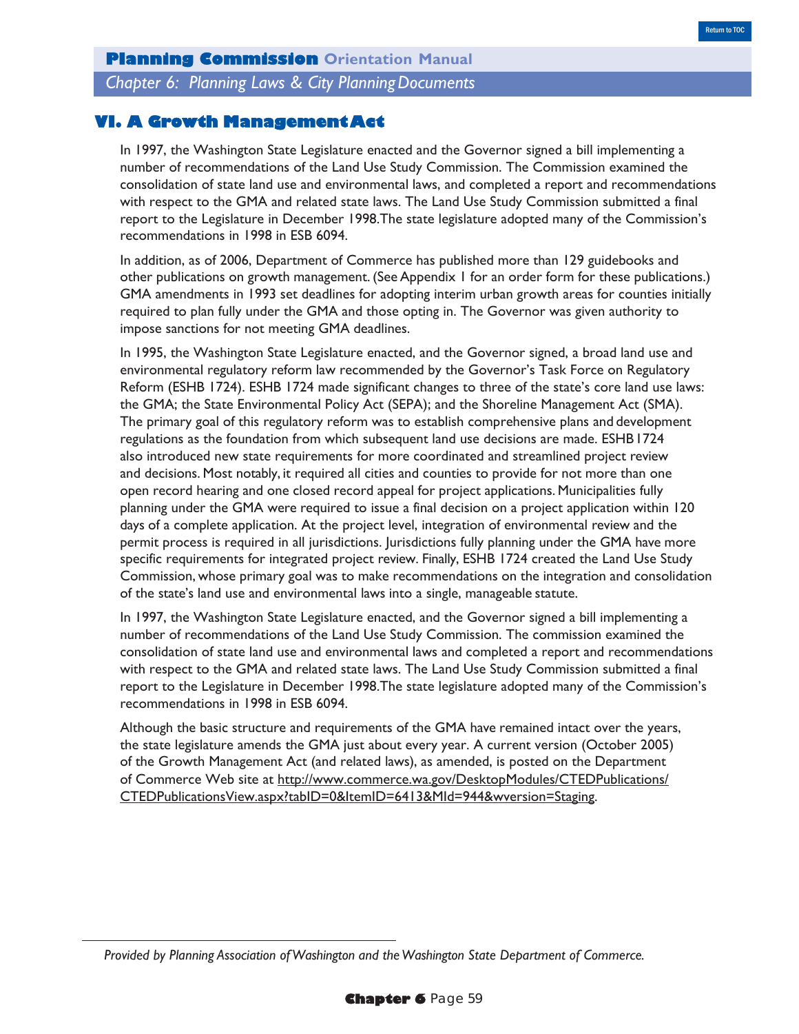## VI. A Growth Management Act

In 1997, the Washington State Legislature enacted and the Governor signed a bill implementing a number of recommendations of the Land Use Study Commission. The Commission examined the consolidation of state land use and environmental laws, and completed a report and recommendations with respect to the GMA and related state laws. The Land Use Study Commission submitted a final report to the Legislature in December 1998.The state legislature adopted many of the Commission's recommendations in 1998 in ESB 6094.

In addition, as of 2006, Department of Commerce has published more than 129 guidebooks and other publications on growth management. (See Appendix 1 for an order form for these publications.) GMA amendments in 1993 set deadlines for adopting interim urban growth areas for counties initially required to plan fully under the GMA and those opting in. The Governor was given authority to impose sanctions for not meeting GMA deadlines.

In 1995, the Washington State Legislature enacted, and the Governor signed, a broad land use and environmental regulatory reform law recommended by the Governor's Task Force on Regulatory Reform (ESHB 1724). ESHB 1724 made significant changes to three of the state's core land use laws: the GMA; the State Environmental Policy Act (SEPA); and the Shoreline Management Act (SMA). The primary goal of this regulatory reform was to establish comprehensive plans and development regulations as the foundation from which subsequent land use decisions are made. ESHB 1724 also introduced new state requirements for more coordinated and streamlined project review and decisions. Most notably, it required all cities and counties to provide for not more than one open record hearing and one closed record appeal for project applications. Municipalities fully planning under the GMA were required to issue a final decision on a project application within 120 days of a complete application. At the project level, integration of environmental review and the permit process is required in all jurisdictions. Jurisdictions fully planning under the GMA have more specific requirements for integrated project review. Finally, ESHB 1724 created the Land Use Study Commission, whose primary goal was to make recommendations on the integration and consolidation of the state's land use and environmental laws into a single, manageable statute.

In 1997, the Washington State Legislature enacted, and the Governor signed a bill implementing a number of recommendations of the Land Use Study Commission. The commission examined the consolidation of state land use and environmental laws and completed a report and recommendations with respect to the GMA and related state laws. The Land Use Study Commission submitted a final report to the Legislature in December 1998.The state legislature adopted many of the Commission's recommendations in 1998 in ESB 6094.

Although the basic structure and requirements of the GMA have remained intact over the years, the state legislature amends the GMA just about every year. A current version (October 2005) of the Growth Management Act (and related laws), as amended, is posted on the Department of Commerce Web site at http://www.commerce.wa.gov/DesktopModules/CTEDPublications/CTEDPublicationsView.aspx?tabID=0&ItemID=6413&MId=944&wversion=Staging.

*Provided by Planning Association of Washington and the Washington State Department of Commerce.*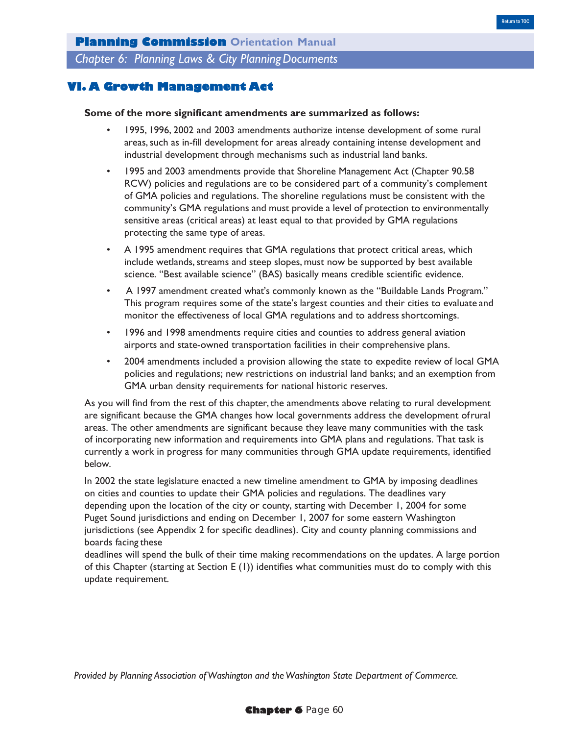## VI. A Growth Management Act

**Some of the more significant amendments are summarized as follows:**

- 1995, 1996, 2002 and 2003 amendments authorize intense development of some rural areas, such as in-fill development for areas already containing intense development and industrial development through mechanisms such as industrial land banks.
- 1995 and 2003 amendments provide that Shoreline Management Act (Chapter 90.58 RCW) policies and regulations are to be considered part of a community's complement of GMA policies and regulations. The shoreline regulations must be consistent with the community's GMA regulations and must provide a level of protection to environmentally sensitive areas (critical areas) at least equal to that provided by GMA regulations protecting the same type of areas.
- A 1995 amendment requires that GMA regulations that protect critical areas, which include wetlands, streams and steep slopes, must now be supported by best available science. "Best available science" (BAS) basically means credible scientific evidence.
- A 1997 amendment created what's commonly known as the "Buildable Lands Program." This program requires some of the state's largest counties and their cities to evaluate and monitor the effectiveness of local GMA regulations and to address shortcomings.
- 1996 and 1998 amendments require cities and counties to address general aviation airports and state-owned transportation facilities in their comprehensive plans.
- 2004 amendments included a provision allowing the state to expedite review of local GMA policies and regulations; new restrictions on industrial land banks; and an exemption from GMA urban density requirements for national historic reserves.

As you will find from the rest of this chapter, the amendments above relating to rural development are significant because the GMA changes how local governments address the development of rural areas. The other amendments are significant because they leave many communities with the task of incorporating new information and requirements into GMA plans and regulations. That task is currently a work in progress for many communities through GMA update requirements, identified below.

In 2002 the state legislature enacted a new timeline amendment to GMA by imposing deadlines on cities and counties to update their GMA policies and regulations. The deadlines vary depending upon the location of the city or county, starting with December 1, 2004 for some Puget Sound jurisdictions and ending on December 1, 2007 for some eastern Washington jurisdictions (see Appendix 2 for specific deadlines). City and county planning commissions and boards facing these deadlines will spend the bulk of their time making recommendations on the updates. A large portion of this Chapter (starting at Section E (1)) identifies what communities must do to comply with this update requirement.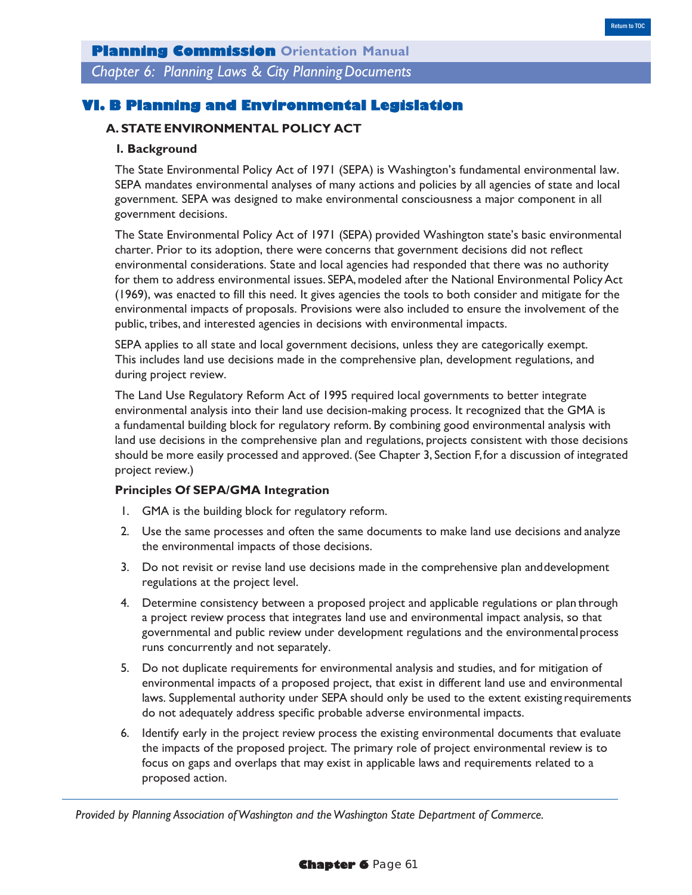## VI. B Planning and Environmental Legislation

### A. STATE ENVIRONMENTAL POLICY ACT

#### I. Background

The State Environmental Policy Act of 1971 (SEPA) is Washington's fundamental environmental law. SEPA mandates environmental analyses of many actions and policies by all agencies of state and local government. SEPA was designed to make environmental consciousness a major component in all government decisions.

The State Environmental Policy Act of 1971 (SEPA) provided Washington state's basic environmental charter. Prior to its adoption, there were concerns that government decisions did not reflect environmental considerations. State and local agencies had responded that there was no authority for them to address environmental issues. SEPA, modeled after the National Environmental Policy Act (1969), was enacted to fill this need. It gives agencies the tools to both consider and mitigate for the environmental impacts of proposals. Provisions were also included to ensure the involvement of the public, tribes, and interested agencies in decisions with environmental impacts.

SEPA applies to all state and local government decisions, unless they are categorically exempt. This includes land use decisions made in the comprehensive plan, development regulations, and during project review.

The Land Use Regulatory Reform Act of 1995 required local governments to better integrate environmental analysis into their land use decision-making process. It recognized that the GMA is a fundamental building block for regulatory reform. By combining good environmental analysis with land use decisions in the comprehensive plan and regulations, projects consistent with those decisions should be more easily processed and approved. (See Chapter 3, Section F, for a discussion of integrated project review.)

**Principles Of SEPA/GMA Integration**

1. GMA is the building block for regulatory reform.
2. Use the same processes and often the same documents to make land use decisions and analyze the environmental impacts of those decisions.
3. Do not revisit or revise land use decisions made in the comprehensive plan and development regulations at the project level.
4. Determine consistency between a proposed project and applicable regulations or plan through a project review process that integrates land use and environmental impact analysis, so that governmental and public review under development regulations and the environmental process runs concurrently and not separately.
5. Do not duplicate requirements for environmental analysis and studies, and for mitigation of environmental impacts of a proposed project, that exist in different land use and environmental laws. Supplemental authority under SEPA should only be used to the extent existing requirements do not adequately address specific probable adverse environmental impacts.
6. Identify early in the project review process the existing environmental documents that evaluate the impacts of the proposed project. The primary role of project environmental review is to focus on gaps and overlaps that may exist in applicable laws and requirements related to a proposed action.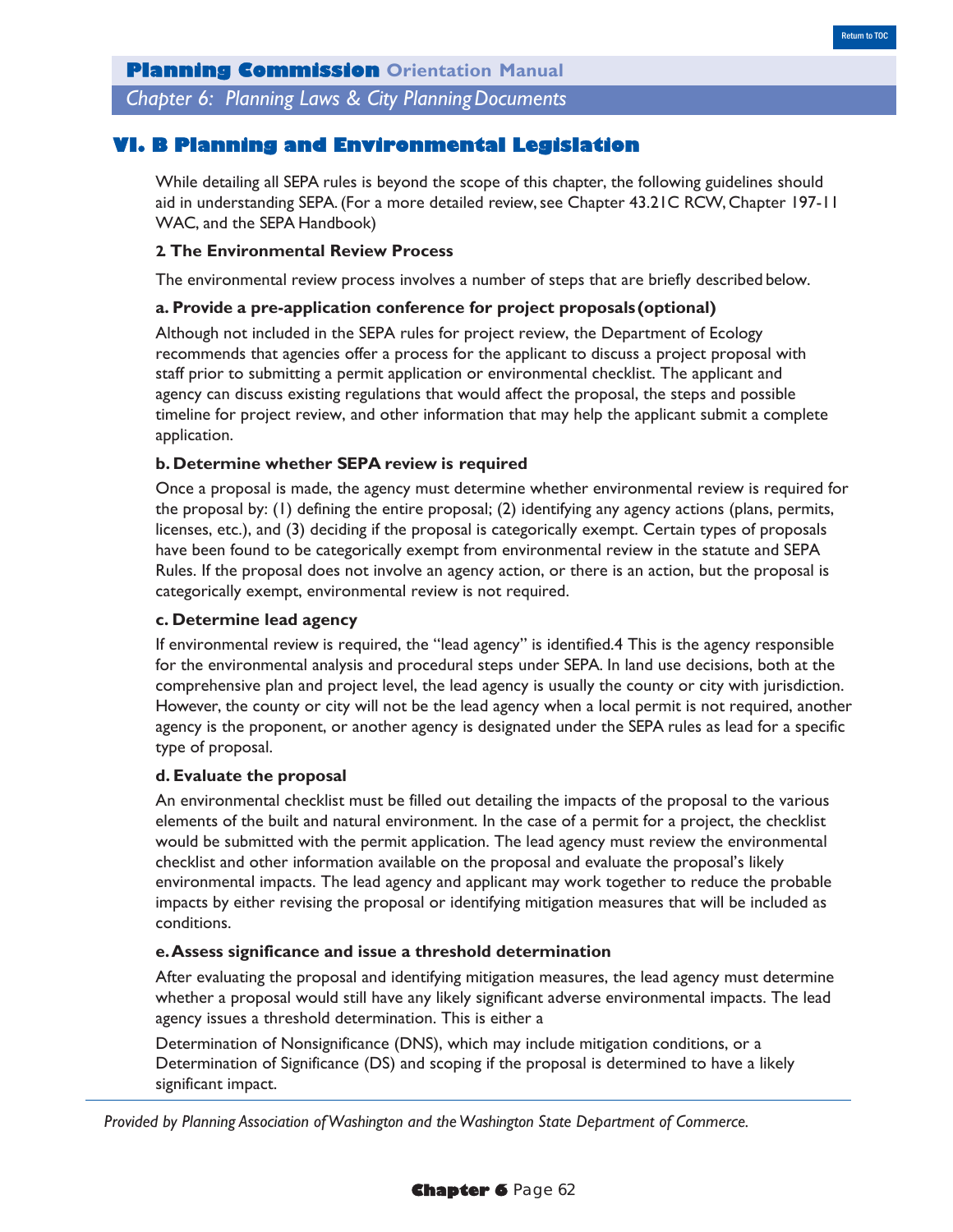## VI. B Planning and Environmental Legislation

While detailing all SEPA rules is beyond the scope of this chapter, the following guidelines should aid in understanding SEPA. (For a more detailed review, see Chapter 43.21C RCW, Chapter 197-11 WAC, and the SEPA Handbook)

### 2. The Environmental Review Process

The environmental review process involves a number of steps that are briefly described below.

**a. Provide a pre-application conference for project proposals (optional)**

Although not included in the SEPA rules for project review, the Department of Ecology recommends that agencies offer a process for the applicant to discuss a project proposal with staff prior to submitting a permit application or environmental checklist. The applicant and agency can discuss existing regulations that would affect the proposal, the steps and possible timeline for project review, and other information that may help the applicant submit a complete application.

**b. Determine whether SEPA review is required**

Once a proposal is made, the agency must determine whether environmental review is required for the proposal by: (1) defining the entire proposal; (2) identifying any agency actions (plans, permits, licenses, etc.), and (3) deciding if the proposal is categorically exempt. Certain types of proposals have been found to be categorically exempt from environmental review in the statute and SEPA Rules. If the proposal does not involve an agency action, or there is an action, but the proposal is categorically exempt, environmental review is not required.

**c. Determine lead agency**

If environmental review is required, the "lead agency" is identified.[4] This is the agency responsible for the environmental analysis and procedural steps under SEPA. In land use decisions, both at the comprehensive plan and project level, the lead agency is usually the county or city with jurisdiction. However, the county or city will not be the lead agency when a local permit is not required, another agency is the proponent, or another agency is designated under the SEPA rules as lead for a specific type of proposal.

**d. Evaluate the proposal**

An environmental checklist must be filled out detailing the impacts of the proposal to the various elements of the built and natural environment. In the case of a permit for a project, the checklist would be submitted with the permit application. The lead agency must review the environmental checklist and other information available on the proposal and evaluate the proposal's likely environmental impacts. The lead agency and applicant may work together to reduce the probable impacts by either revising the proposal or identifying mitigation measures that will be included as conditions.

**e. Assess significance and issue a threshold determination**

After evaluating the proposal and identifying mitigation measures, the lead agency must determine whether a proposal would still have any likely significant adverse environmental impacts. The lead agency issues a threshold determination. This is either a

Determination of Nonsignificance (DNS), which may include mitigation conditions, or a Determination of Significance (DS) and scoping if the proposal is determined to have a likely significant impact.

*Provided by Planning Association of Washington and the Washington State Department of Commerce.*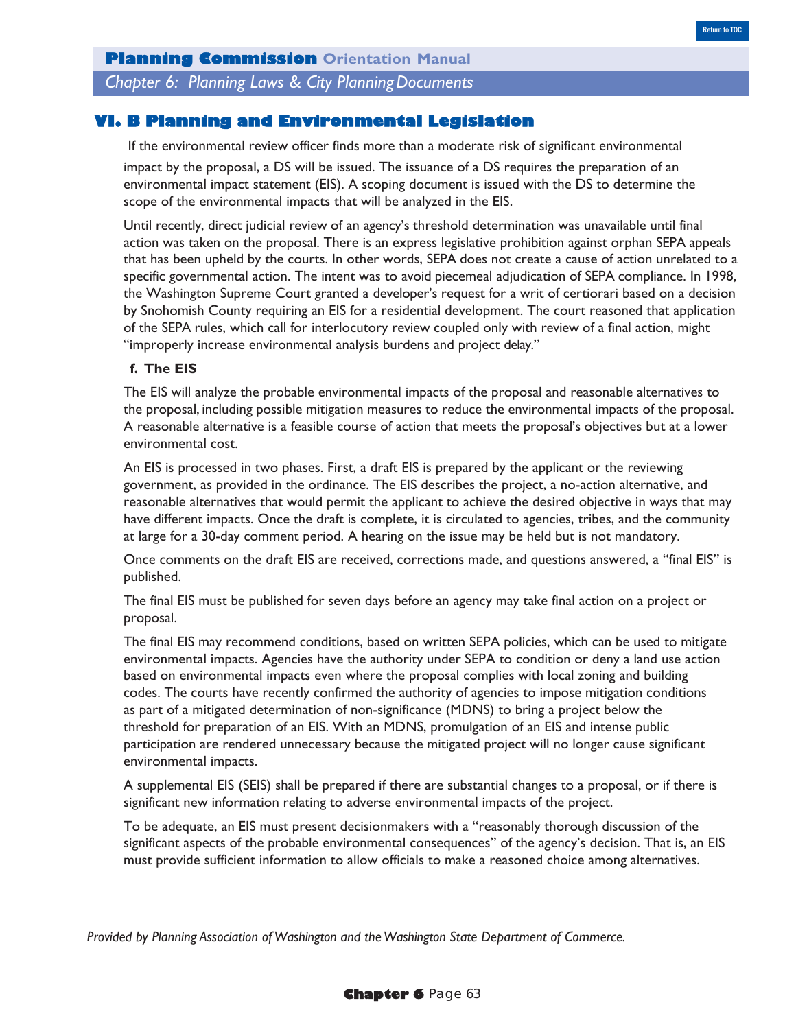## VI. B Planning and Environmental Legislation

If the environmental review officer finds more than a moderate risk of significant environmental impact by the proposal, a DS will be issued. The issuance of a DS requires the preparation of an environmental impact statement (EIS). A scoping document is issued with the DS to determine the scope of the environmental impacts that will be analyzed in the EIS.

Until recently, direct judicial review of an agency's threshold determination was unavailable until final action was taken on the proposal. There is an express legislative prohibition against orphan SEPA appeals that has been upheld by the courts. In other words, SEPA does not create a cause of action unrelated to a specific governmental action. The intent was to avoid piecemeal adjudication of SEPA compliance. In 1998, the Washington Supreme Court granted a developer's request for a writ of certiorari based on a decision by Snohomish County requiring an EIS for a residential development. The court reasoned that application of the SEPA rules, which call for interlocutory review coupled only with review of a final action, might "improperly increase environmental analysis burdens and project delay."

**f. The EIS**

The EIS will analyze the probable environmental impacts of the proposal and reasonable alternatives to the proposal, including possible mitigation measures to reduce the environmental impacts of the proposal. A reasonable alternative is a feasible course of action that meets the proposal's objectives but at a lower environmental cost.

An EIS is processed in two phases. First, a draft EIS is prepared by the applicant or the reviewing government, as provided in the ordinance. The EIS describes the project, a no-action alternative, and reasonable alternatives that would permit the applicant to achieve the desired objective in ways that may have different impacts. Once the draft is complete, it is circulated to agencies, tribes, and the community at large for a 30-day comment period. A hearing on the issue may be held but is not mandatory.

Once comments on the draft EIS are received, corrections made, and questions answered, a "final EIS" is published.

The final EIS must be published for seven days before an agency may take final action on a project or proposal.

The final EIS may recommend conditions, based on written SEPA policies, which can be used to mitigate environmental impacts. Agencies have the authority under SEPA to condition or deny a land use action based on environmental impacts even where the proposal complies with local zoning and building codes. The courts have recently confirmed the authority of agencies to impose mitigation conditions as part of a mitigated determination of non-significance (MDNS) to bring a project below the threshold for preparation of an EIS. With an MDNS, promulgation of an EIS and intense public participation are rendered unnecessary because the mitigated project will no longer cause significant environmental impacts.

A supplemental EIS (SEIS) shall be prepared if there are substantial changes to a proposal, or if there is significant new information relating to adverse environmental impacts of the project.

To be adequate, an EIS must present decisionmakers with a "reasonably thorough discussion of the significant aspects of the probable environmental consequences" of the agency's decision. That is, an EIS must provide sufficient information to allow officials to make a reasoned choice among alternatives.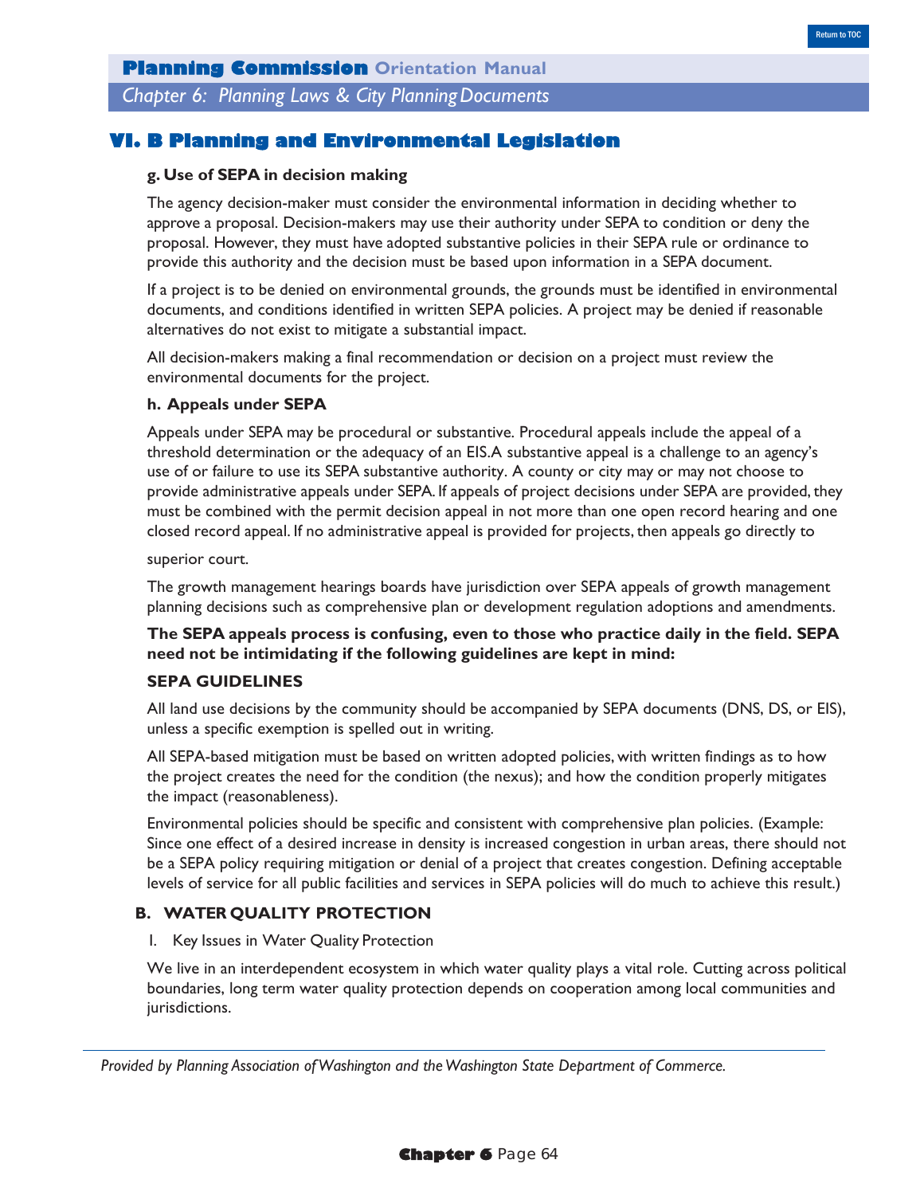## VI. B Planning and Environmental Legislation

#### g. Use of SEPA in decision making

The agency decision-maker must consider the environmental information in deciding whether to approve a proposal. Decision-makers may use their authority under SEPA to condition or deny the proposal. However, they must have adopted substantive policies in their SEPA rule or ordinance to provide this authority and the decision must be based upon information in a SEPA document.

If a project is to be denied on environmental grounds, the grounds must be identified in environmental documents, and conditions identified in written SEPA policies. A project may be denied if reasonable alternatives do not exist to mitigate a substantial impact.

All decision-makers making a final recommendation or decision on a project must review the environmental documents for the project.

#### h. Appeals under SEPA

Appeals under SEPA may be procedural or substantive. Procedural appeals include the appeal of a threshold determination or the adequacy of an EIS.A substantive appeal is a challenge to an agency's use of or failure to use its SEPA substantive authority. A county or city may or may not choose to provide administrative appeals under SEPA. If appeals of project decisions under SEPA are provided, they must be combined with the permit decision appeal in not more than one open record hearing and one closed record appeal. If no administrative appeal is provided for projects, then appeals go directly to superior court.

The growth management hearings boards have jurisdiction over SEPA appeals of growth management planning decisions such as comprehensive plan or development regulation adoptions and amendments.

**The SEPA appeals process is confusing, even to those who practice daily in the field. SEPA need not be intimidating if the following guidelines are kept in mind:**

#### SEPA GUIDELINES

All land use decisions by the community should be accompanied by SEPA documents (DNS, DS, or EIS), unless a specific exemption is spelled out in writing.

All SEPA-based mitigation must be based on written adopted policies, with written findings as to how the project creates the need for the condition (the nexus); and how the condition properly mitigates the impact (reasonableness).

Environmental policies should be specific and consistent with comprehensive plan policies. (Example: Since one effect of a desired increase in density is increased congestion in urban areas, there should not be a SEPA policy requiring mitigation or denial of a project that creates congestion. Defining acceptable levels of service for all public facilities and services in SEPA policies will do much to achieve this result.)

### B. WATER QUALITY PROTECTION

1. Key Issues in Water Quality Protection

We live in an interdependent ecosystem in which water quality plays a vital role. Cutting across political boundaries, long term water quality protection depends on cooperation among local communities and jurisdictions.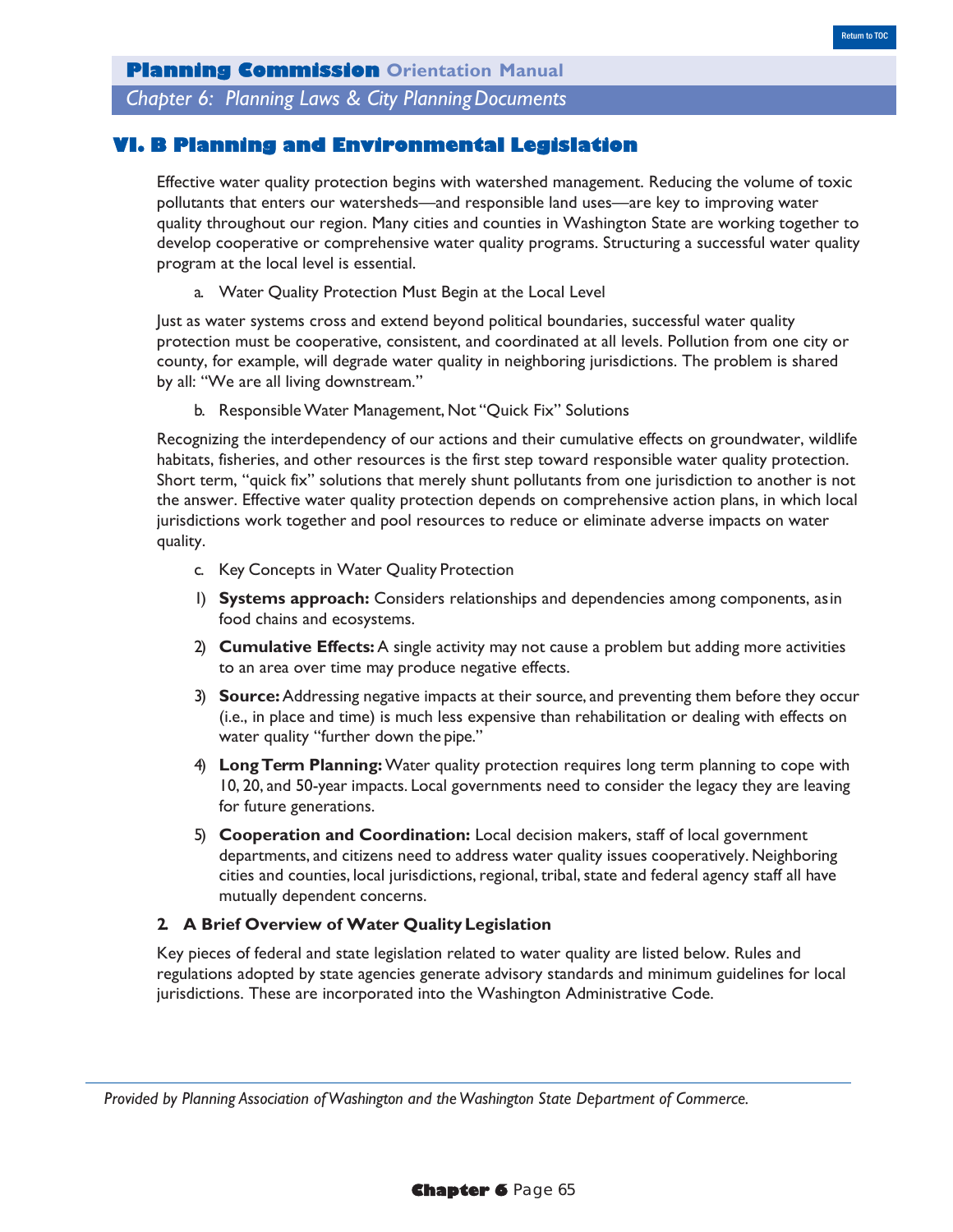## VI. B Planning and Environmental Legislation

Effective water quality protection begins with watershed management. Reducing the volume of toxic pollutants that enters our watersheds—and responsible land uses—are key to improving water quality throughout our region. Many cities and counties in Washington State are working together to develop cooperative or comprehensive water quality programs. Structuring a successful water quality program at the local level is essential.

a. Water Quality Protection Must Begin at the Local Level

Just as water systems cross and extend beyond political boundaries, successful water quality protection must be cooperative, consistent, and coordinated at all levels. Pollution from one city or county, for example, will degrade water quality in neighboring jurisdictions. The problem is shared by all: "We are all living downstream."

b. Responsible Water Management, Not "Quick Fix" Solutions

Recognizing the interdependency of our actions and their cumulative effects on groundwater, wildlife habitats, fisheries, and other resources is the first step toward responsible water quality protection. Short term, "quick fix" solutions that merely shunt pollutants from one jurisdiction to another is not the answer. Effective water quality protection depends on comprehensive action plans, in which local jurisdictions work together and pool resources to reduce or eliminate adverse impacts on water quality.

c. Key Concepts in Water Quality Protection

1) **Systems approach:** Considers relationships and dependencies among components, as in food chains and ecosystems.
2) **Cumulative Effects:** A single activity may not cause a problem but adding more activities to an area over time may produce negative effects.
3) **Source:** Addressing negative impacts at their source, and preventing them before they occur (i.e., in place and time) is much less expensive than rehabilitation or dealing with effects on water quality "further down the pipe."
4) **Long Term Planning:** Water quality protection requires long term planning to cope with 10, 20, and 50-year impacts. Local governments need to consider the legacy they are leaving for future generations.
5) **Cooperation and Coordination:** Local decision makers, staff of local government departments, and citizens need to address water quality issues cooperatively. Neighboring cities and counties, local jurisdictions, regional, tribal, state and federal agency staff all have mutually dependent concerns.

### 2. A Brief Overview of Water Quality Legislation

Key pieces of federal and state legislation related to water quality are listed below. Rules and regulations adopted by state agencies generate advisory standards and minimum guidelines for local jurisdictions. These are incorporated into the Washington Administrative Code.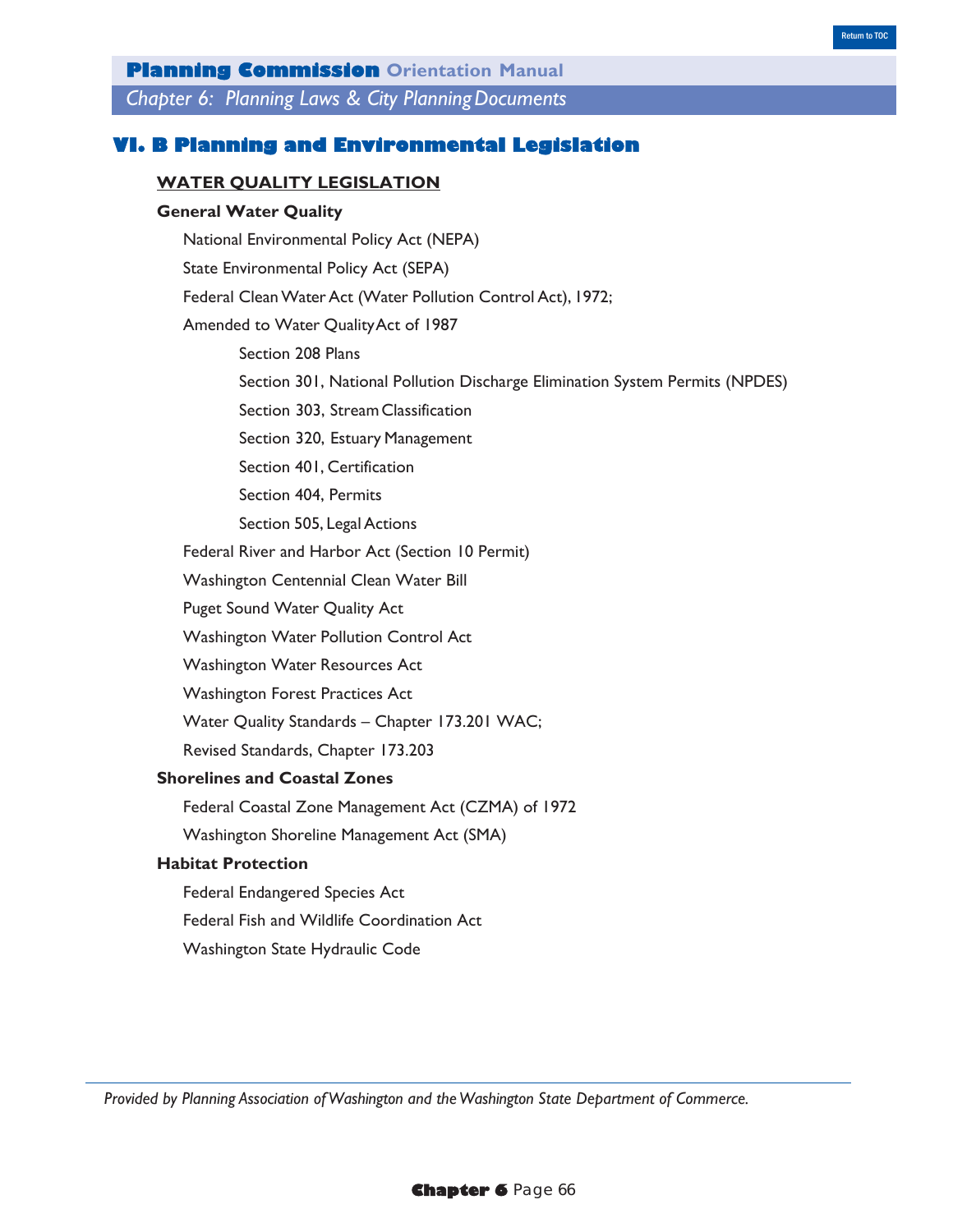## VI. B Planning and Environmental Legislation

### WATER QUALITY LEGISLATION

**General Water Quality**

- National Environmental Policy Act (NEPA)
- State Environmental Policy Act (SEPA)
- Federal Clean Water Act (Water Pollution Control Act), 1972;
- Amended to Water Quality Act of 1987
  - Section 208 Plans
  - Section 301, National Pollution Discharge Elimination System Permits (NPDES)
  - Section 303, Stream Classification
  - Section 320, Estuary Management
  - Section 401, Certification
  - Section 404, Permits
  - Section 505, Legal Actions
- Federal River and Harbor Act (Section 10 Permit)
- Washington Centennial Clean Water Bill
- Puget Sound Water Quality Act
- Washington Water Pollution Control Act
- Washington Water Resources Act
- Washington Forest Practices Act
- Water Quality Standards – Chapter 173.201 WAC;
- Revised Standards, Chapter 173.203

**Shorelines and Coastal Zones**

- Federal Coastal Zone Management Act (CZMA) of 1972
- Washington Shoreline Management Act (SMA)

**Habitat Protection**

- Federal Endangered Species Act
- Federal Fish and Wildlife Coordination Act
- Washington State Hydraulic Code

*Provided by Planning Association of Washington and the Washington State Department of Commerce.*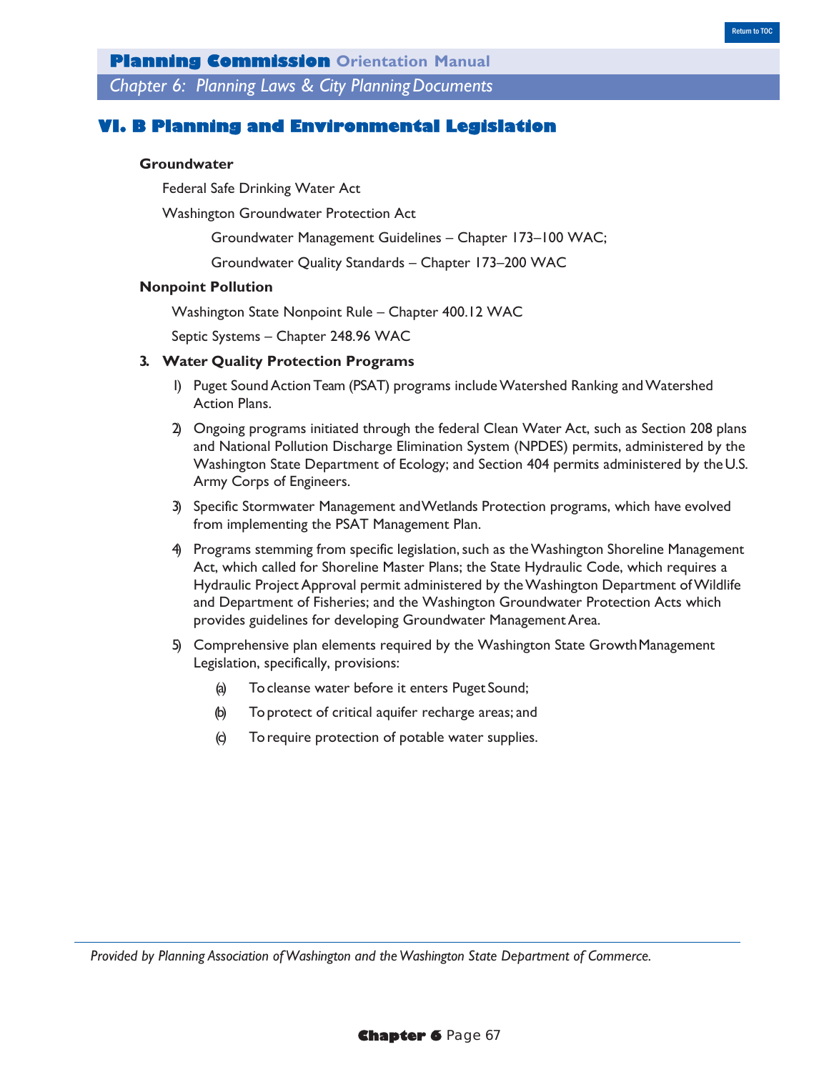## VI. B Planning and Environmental Legislation

**Groundwater**

Federal Safe Drinking Water Act

Washington Groundwater Protection Act

Groundwater Management Guidelines – Chapter 173–100 WAC;

Groundwater Quality Standards – Chapter 173–200 WAC

**Nonpoint Pollution**

Washington State Nonpoint Rule – Chapter 400.12 WAC

Septic Systems – Chapter 248.96 WAC

**3. Water Quality Protection Programs**

1) Puget Sound Action Team (PSAT) programs include Watershed Ranking and Watershed Action Plans.

2) Ongoing programs initiated through the federal Clean Water Act, such as Section 208 plans and National Pollution Discharge Elimination System (NPDES) permits, administered by the Washington State Department of Ecology; and Section 404 permits administered by the U.S. Army Corps of Engineers.

3) Specific Stormwater Management and Wetlands Protection programs, which have evolved from implementing the PSAT Management Plan.

4) Programs stemming from specific legislation, such as the Washington Shoreline Management Act, which called for Shoreline Master Plans; the State Hydraulic Code, which requires a Hydraulic Project Approval permit administered by the Washington Department of Wildlife and Department of Fisheries; and the Washington Groundwater Protection Acts which provides guidelines for developing Groundwater Management Area.

5) Comprehensive plan elements required by the Washington State Growth Management Legislation, specifically, provisions:

   (a) To cleanse water before it enters Puget Sound;

   (b) To protect of critical aquifer recharge areas; and

   (c) To require protection of potable water supplies.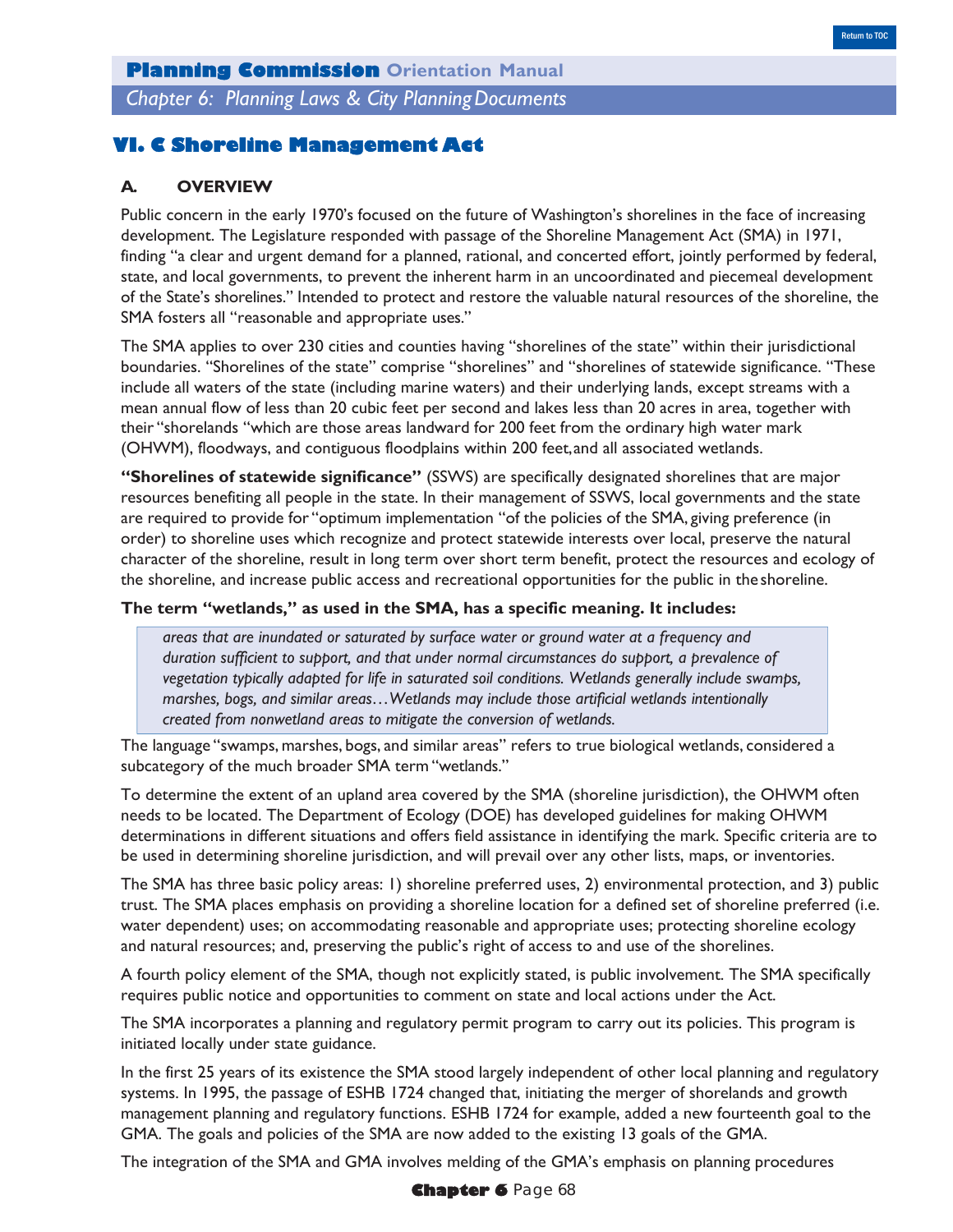## VI. C Shoreline Management Act

### A. OVERVIEW

Public concern in the early 1970's focused on the future of Washington's shorelines in the face of increasing development. The Legislature responded with passage of the Shoreline Management Act (SMA) in 1971, finding "a clear and urgent demand for a planned, rational, and concerted effort, jointly performed by federal, state, and local governments, to prevent the inherent harm in an uncoordinated and piecemeal development of the State's shorelines." Intended to protect and restore the valuable natural resources of the shoreline, the SMA fosters all "reasonable and appropriate uses."

The SMA applies to over 230 cities and counties having "shorelines of the state" within their jurisdictional boundaries. "Shorelines of the state" comprise "shorelines" and "shorelines of statewide significance. "These include all waters of the state (including marine waters) and their underlying lands, except streams with a mean annual flow of less than 20 cubic feet per second and lakes less than 20 acres in area, together with their "shorelands "which are those areas landward for 200 feet from the ordinary high water mark (OHWM), floodways, and contiguous floodplains within 200 feet, and all associated wetlands.

**"Shorelines of statewide significance"** (SSWS) are specifically designated shorelines that are major resources benefiting all people in the state. In their management of SSWS, local governments and the state are required to provide for "optimum implementation "of the policies of the SMA, giving preference (in order) to shoreline uses which recognize and protect statewide interests over local, preserve the natural character of the shoreline, result in long term over short term benefit, protect the resources and ecology of the shoreline, and increase public access and recreational opportunities for the public in the shoreline.

**The term "wetlands," as used in the SMA, has a specific meaning. It includes:**

> *areas that are inundated or saturated by surface water or ground water at a frequency and duration sufficient to support, and that under normal circumstances do support, a prevalence of vegetation typically adapted for life in saturated soil conditions. Wetlands generally include swamps, marshes, bogs, and similar areas…Wetlands may include those artificial wetlands intentionally created from nonwetland areas to mitigate the conversion of wetlands.*

The language "swamps, marshes, bogs, and similar areas" refers to true biological wetlands, considered a subcategory of the much broader SMA term "wetlands."

To determine the extent of an upland area covered by the SMA (shoreline jurisdiction), the OHWM often needs to be located. The Department of Ecology (DOE) has developed guidelines for making OHWM determinations in different situations and offers field assistance in identifying the mark. Specific criteria are to be used in determining shoreline jurisdiction, and will prevail over any other lists, maps, or inventories.

The SMA has three basic policy areas: 1) shoreline preferred uses, 2) environmental protection, and 3) public trust. The SMA places emphasis on providing a shoreline location for a defined set of shoreline preferred (i.e. water dependent) uses; on accommodating reasonable and appropriate uses; protecting shoreline ecology and natural resources; and, preserving the public's right of access to and use of the shorelines.

A fourth policy element of the SMA, though not explicitly stated, is public involvement. The SMA specifically requires public notice and opportunities to comment on state and local actions under the Act.

The SMA incorporates a planning and regulatory permit program to carry out its policies. This program is initiated locally under state guidance.

In the first 25 years of its existence the SMA stood largely independent of other local planning and regulatory systems. In 1995, the passage of ESHB 1724 changed that, initiating the merger of shorelands and growth management planning and regulatory functions. ESHB 1724 for example, added a new fourteenth goal to the GMA. The goals and policies of the SMA are now added to the existing 13 goals of the GMA.

The integration of the SMA and GMA involves melding of the GMA's emphasis on planning procedures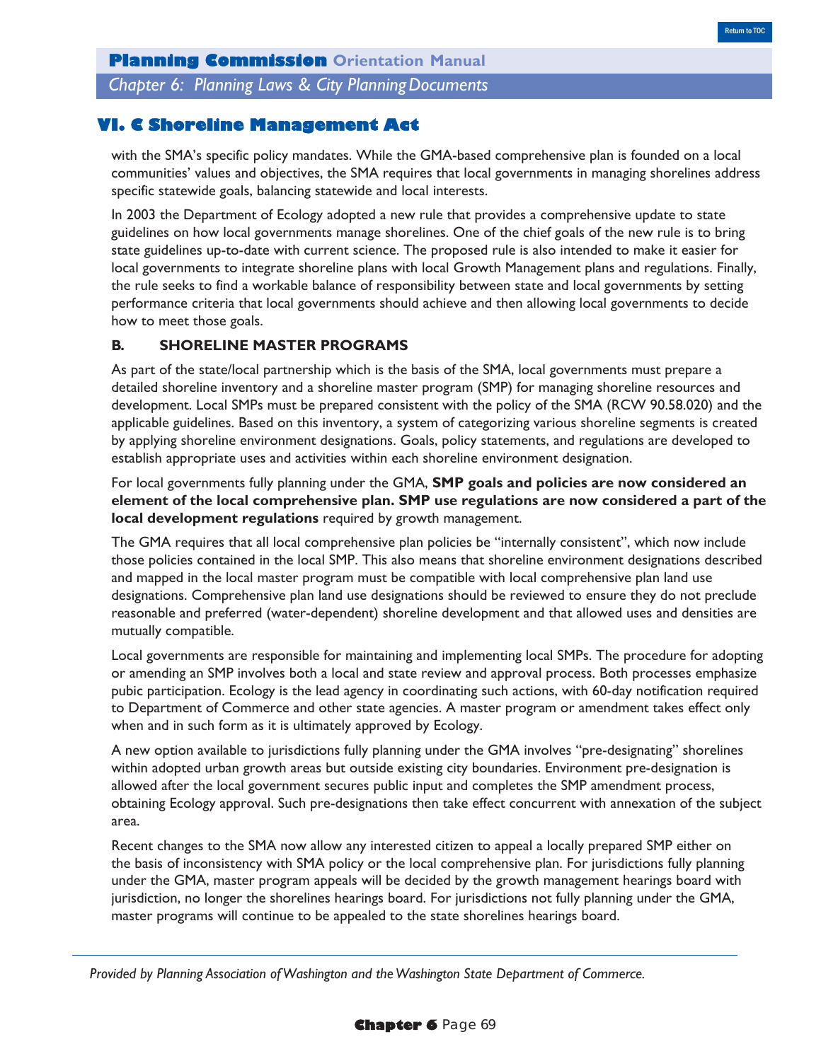## VI. C Shoreline Management Act

with the SMA's specific policy mandates. While the GMA-based comprehensive plan is founded on a local communities' values and objectives, the SMA requires that local governments in managing shorelines address specific statewide goals, balancing statewide and local interests.

In 2003 the Department of Ecology adopted a new rule that provides a comprehensive update to state guidelines on how local governments manage shorelines. One of the chief goals of the new rule is to bring state guidelines up-to-date with current science. The proposed rule is also intended to make it easier for local governments to integrate shoreline plans with local Growth Management plans and regulations. Finally, the rule seeks to find a workable balance of responsibility between state and local governments by setting performance criteria that local governments should achieve and then allowing local governments to decide how to meet those goals.

### B. SHORELINE MASTER PROGRAMS

As part of the state/local partnership which is the basis of the SMA, local governments must prepare a detailed shoreline inventory and a shoreline master program (SMP) for managing shoreline resources and development. Local SMPs must be prepared consistent with the policy of the SMA (RCW 90.58.020) and the applicable guidelines. Based on this inventory, a system of categorizing various shoreline segments is created by applying shoreline environment designations. Goals, policy statements, and regulations are developed to establish appropriate uses and activities within each shoreline environment designation.

For local governments fully planning under the GMA, **SMP goals and policies are now considered an element of the local comprehensive plan. SMP use regulations are now considered a part of the local development regulations** required by growth management.

The GMA requires that all local comprehensive plan policies be "internally consistent", which now include those policies contained in the local SMP. This also means that shoreline environment designations described and mapped in the local master program must be compatible with local comprehensive plan land use designations. Comprehensive plan land use designations should be reviewed to ensure they do not preclude reasonable and preferred (water-dependent) shoreline development and that allowed uses and densities are mutually compatible.

Local governments are responsible for maintaining and implementing local SMPs. The procedure for adopting or amending an SMP involves both a local and state review and approval process. Both processes emphasize pubic participation. Ecology is the lead agency in coordinating such actions, with 60-day notification required to Department of Commerce and other state agencies. A master program or amendment takes effect only when and in such form as it is ultimately approved by Ecology.

A new option available to jurisdictions fully planning under the GMA involves "pre-designating" shorelines within adopted urban growth areas but outside existing city boundaries. Environment pre-designation is allowed after the local government secures public input and completes the SMP amendment process, obtaining Ecology approval. Such pre-designations then take effect concurrent with annexation of the subject area.

Recent changes to the SMA now allow any interested citizen to appeal a locally prepared SMP either on the basis of inconsistency with SMA policy or the local comprehensive plan. For jurisdictions fully planning under the GMA, master program appeals will be decided by the growth management hearings board with jurisdiction, no longer the shorelines hearings board. For jurisdictions not fully planning under the GMA, master programs will continue to be appealed to the state shorelines hearings board.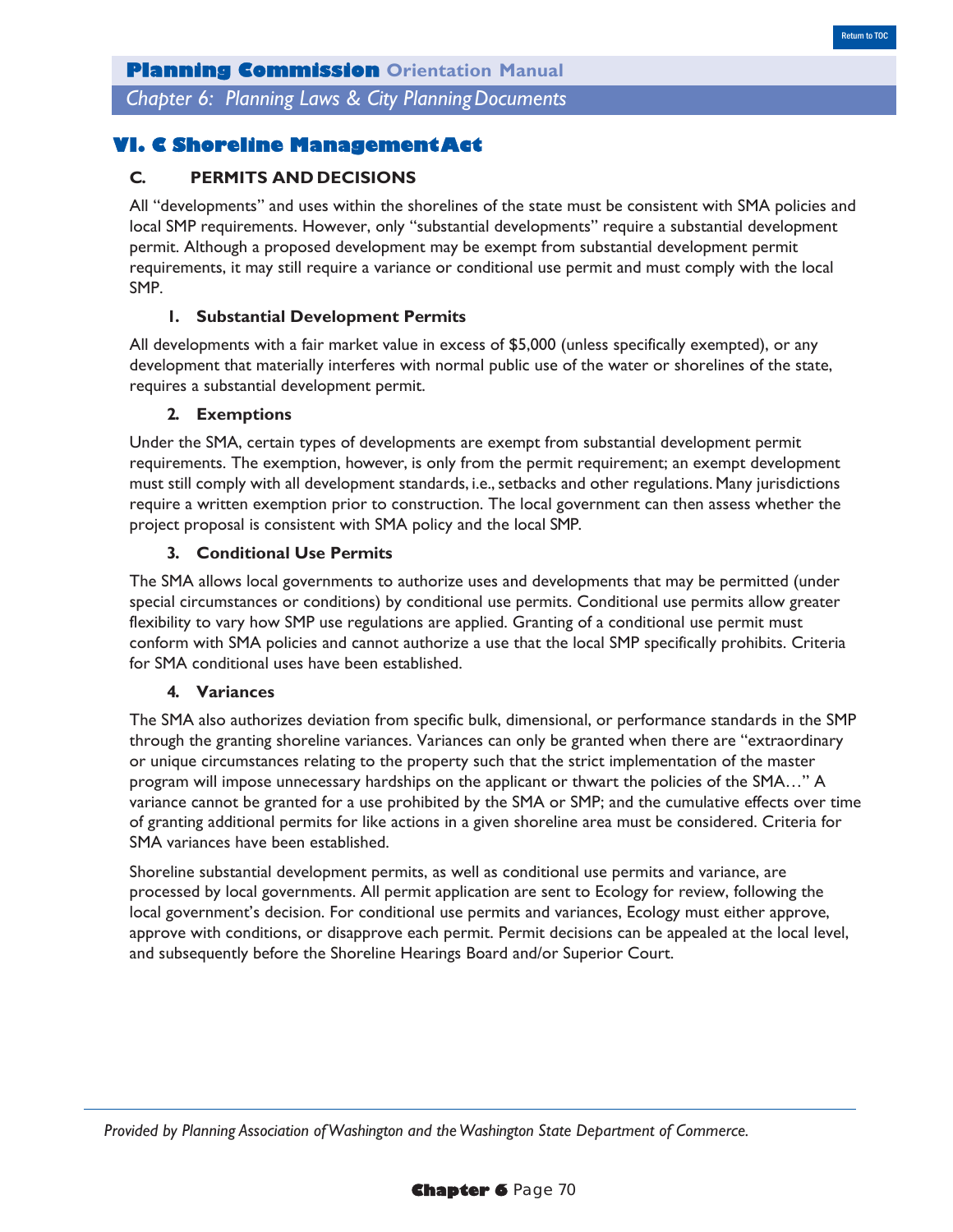## VI. C Shoreline Management Act

### C. PERMITS AND DECISIONS

All "developments" and uses within the shorelines of the state must be consistent with SMA policies and local SMP requirements. However, only "substantial developments" require a substantial development permit. Although a proposed development may be exempt from substantial development permit requirements, it may still require a variance or conditional use permit and must comply with the local SMP.

#### 1. Substantial Development Permits

All developments with a fair market value in excess of $5,000 (unless specifically exempted), or any development that materially interferes with normal public use of the water or shorelines of the state, requires a substantial development permit.

#### 2. Exemptions

Under the SMA, certain types of developments are exempt from substantial development permit requirements. The exemption, however, is only from the permit requirement; an exempt development must still comply with all development standards, i.e., setbacks and other regulations. Many jurisdictions require a written exemption prior to construction. The local government can then assess whether the project proposal is consistent with SMA policy and the local SMP.

#### 3. Conditional Use Permits

The SMA allows local governments to authorize uses and developments that may be permitted (under special circumstances or conditions) by conditional use permits. Conditional use permits allow greater flexibility to vary how SMP use regulations are applied. Granting of a conditional use permit must conform with SMA policies and cannot authorize a use that the local SMP specifically prohibits. Criteria for SMA conditional uses have been established.

#### 4. Variances

The SMA also authorizes deviation from specific bulk, dimensional, or performance standards in the SMP through the granting shoreline variances. Variances can only be granted when there are "extraordinary or unique circumstances relating to the property such that the strict implementation of the master program will impose unnecessary hardships on the applicant or thwart the policies of the SMA…" A variance cannot be granted for a use prohibited by the SMA or SMP; and the cumulative effects over time of granting additional permits for like actions in a given shoreline area must be considered. Criteria for SMA variances have been established.

Shoreline substantial development permits, as well as conditional use permits and variance, are processed by local governments. All permit application are sent to Ecology for review, following the local government's decision. For conditional use permits and variances, Ecology must either approve, approve with conditions, or disapprove each permit. Permit decisions can be appealed at the local level, and subsequently before the Shoreline Hearings Board and/or Superior Court.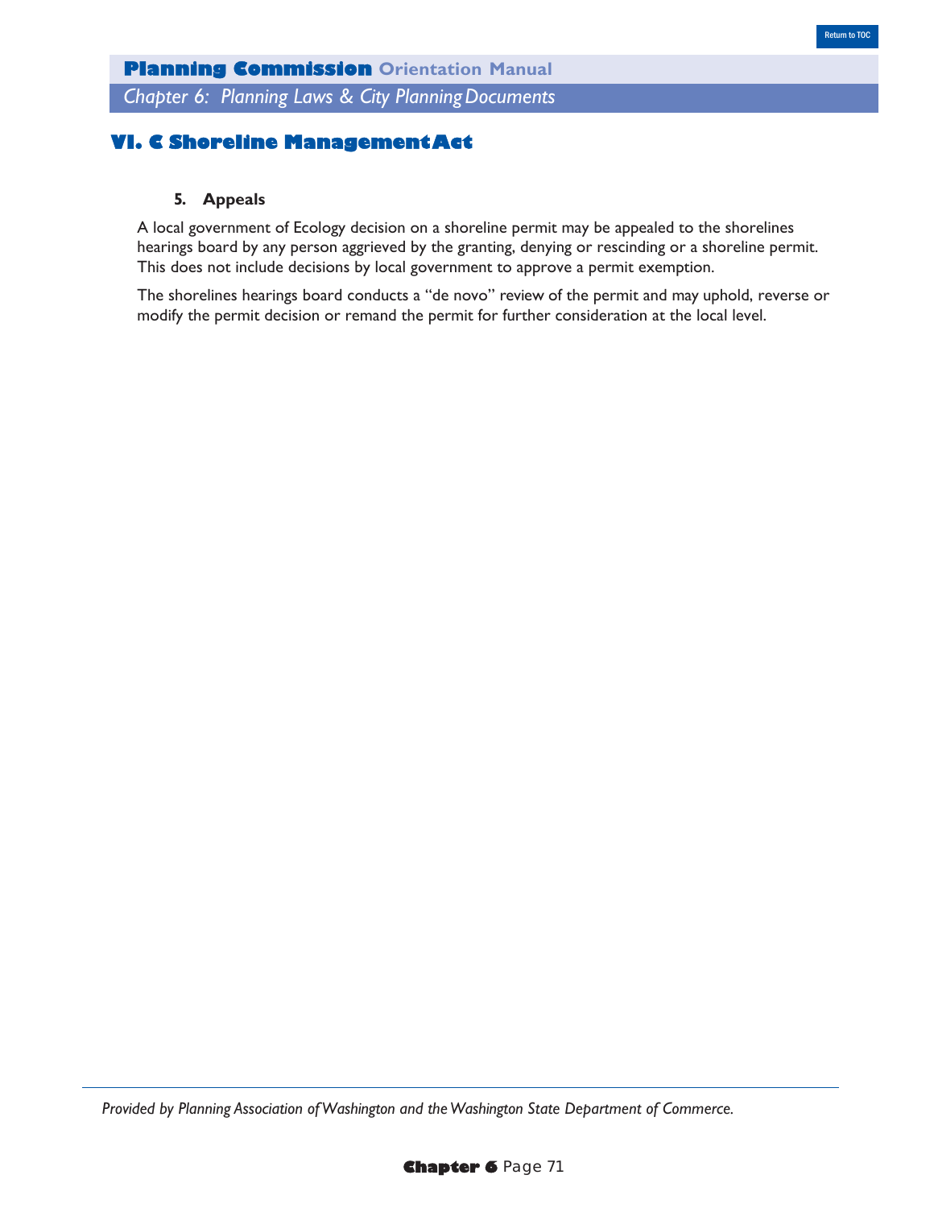## VI. C Shoreline Management Act

### 5. Appeals

A local government of Ecology decision on a shoreline permit may be appealed to the shorelines hearings board by any person aggrieved by the granting, denying or rescinding or a shoreline permit. This does not include decisions by local government to approve a permit exemption.

The shorelines hearings board conducts a "de novo" review of the permit and may uphold, reverse or modify the permit decision or remand the permit for further consideration at the local level.

*Provided by Planning Association of Washington and the Washington State Department of Commerce.*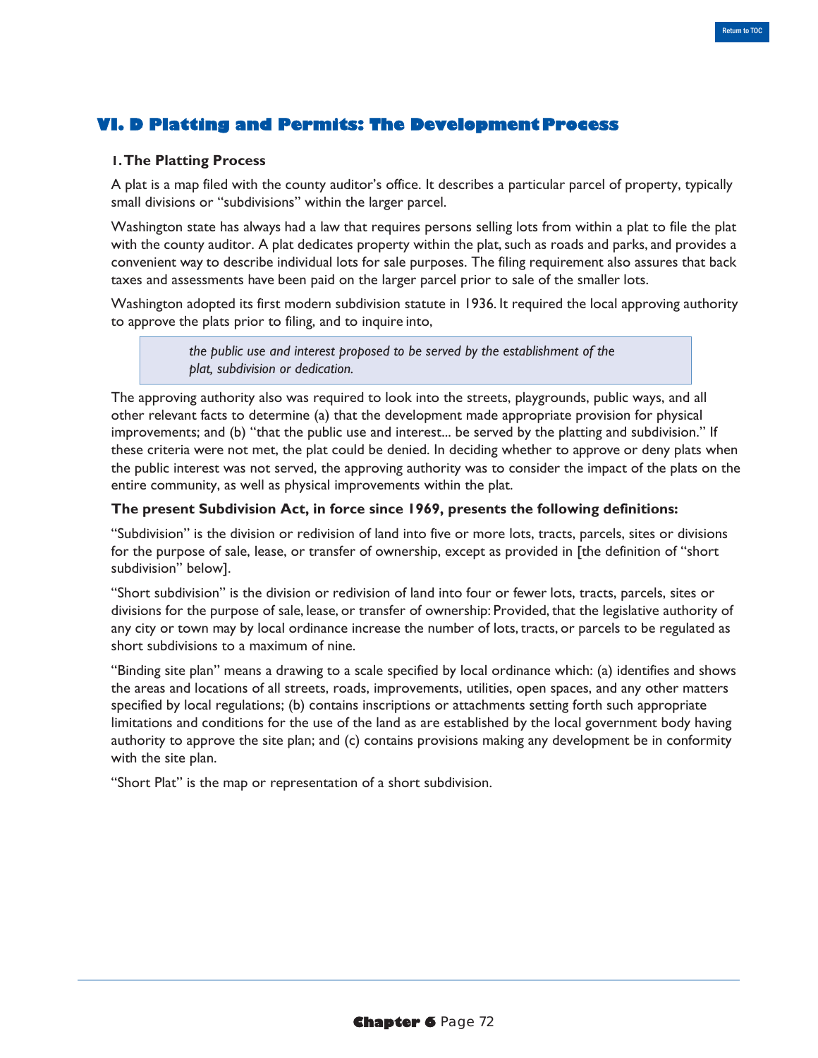## VI. D Platting and Permits: The Development Process

### 1. The Platting Process

A plat is a map filed with the county auditor's office. It describes a particular parcel of property, typically small divisions or "subdivisions" within the larger parcel.

Washington state has always had a law that requires persons selling lots from within a plat to file the plat with the county auditor. A plat dedicates property within the plat, such as roads and parks, and provides a convenient way to describe individual lots for sale purposes. The filing requirement also assures that back taxes and assessments have been paid on the larger parcel prior to sale of the smaller lots.

Washington adopted its first modern subdivision statute in 1936. It required the local approving authority to approve the plats prior to filing, and to inquire into,

> *the public use and interest proposed to be served by the establishment of the plat, subdivision or dedication.*

The approving authority also was required to look into the streets, playgrounds, public ways, and all other relevant facts to determine (a) that the development made appropriate provision for physical improvements; and (b) "that the public use and interest... be served by the platting and subdivision." If these criteria were not met, the plat could be denied. In deciding whether to approve or deny plats when the public interest was not served, the approving authority was to consider the impact of the plats on the entire community, as well as physical improvements within the plat.

**The present Subdivision Act, in force since 1969, presents the following definitions:**

"Subdivision" is the division or redivision of land into five or more lots, tracts, parcels, sites or divisions for the purpose of sale, lease, or transfer of ownership, except as provided in [the definition of "short subdivision" below].

"Short subdivision" is the division or redivision of land into four or fewer lots, tracts, parcels, sites or divisions for the purpose of sale, lease, or transfer of ownership: Provided, that the legislative authority of any city or town may by local ordinance increase the number of lots, tracts, or parcels to be regulated as short subdivisions to a maximum of nine.

"Binding site plan" means a drawing to a scale specified by local ordinance which: (a) identifies and shows the areas and locations of all streets, roads, improvements, utilities, open spaces, and any other matters specified by local regulations; (b) contains inscriptions or attachments setting forth such appropriate limitations and conditions for the use of the land as are established by the local government body having authority to approve the site plan; and (c) contains provisions making any development be in conformity with the site plan.

"Short Plat" is the map or representation of a short subdivision.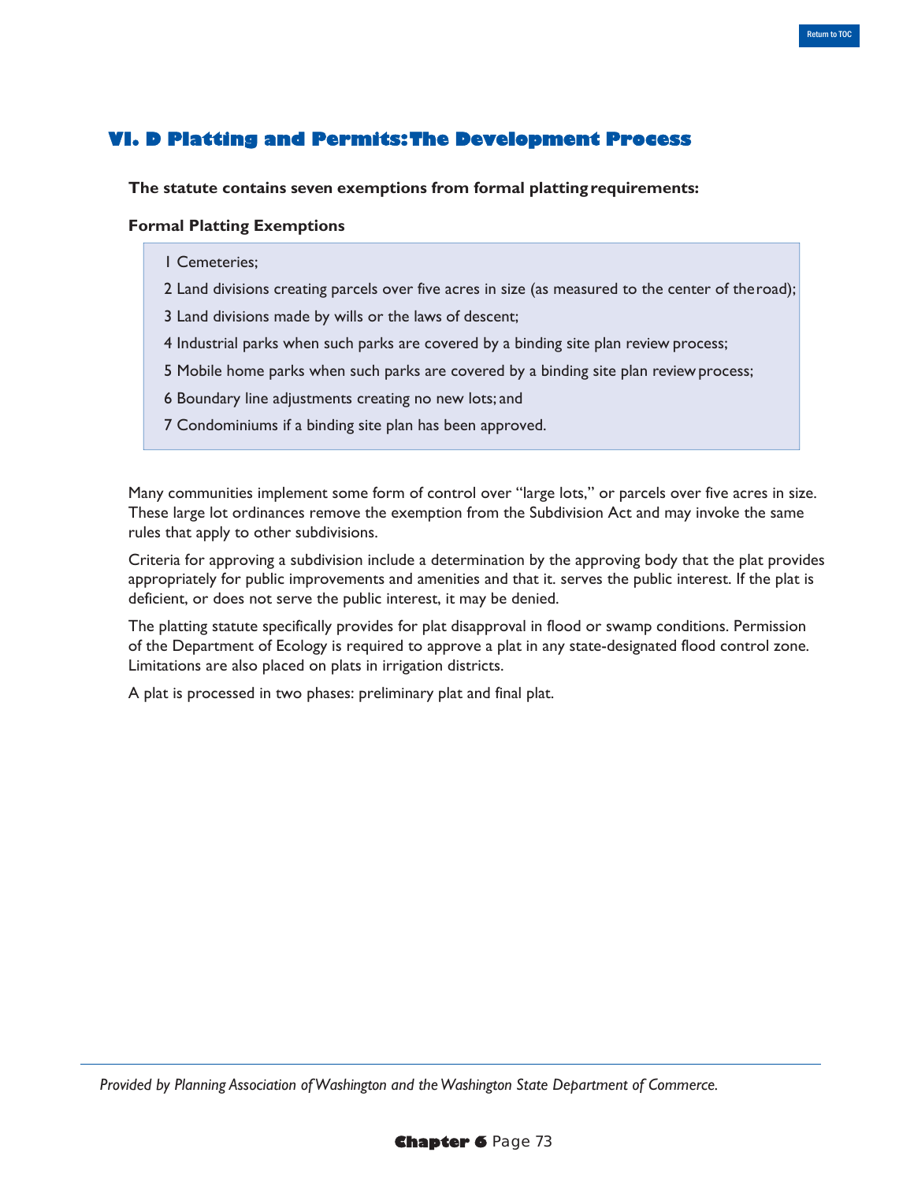## VI. D Platting and Permits: The Development Process

**The statute contains seven exemptions from formal platting requirements:**

**Formal Platting Exemptions**

1 Cemeteries;

2 Land divisions creating parcels over five acres in size (as measured to the center of the road);

3 Land divisions made by wills or the laws of descent;

4 Industrial parks when such parks are covered by a binding site plan review process;

5 Mobile home parks when such parks are covered by a binding site plan review process;

6 Boundary line adjustments creating no new lots; and

7 Condominiums if a binding site plan has been approved.

Many communities implement some form of control over "large lots," or parcels over five acres in size. These large lot ordinances remove the exemption from the Subdivision Act and may invoke the same rules that apply to other subdivisions.

Criteria for approving a subdivision include a determination by the approving body that the plat provides appropriately for public improvements and amenities and that it. serves the public interest. If the plat is deficient, or does not serve the public interest, it may be denied.

The platting statute specifically provides for plat disapproval in flood or swamp conditions. Permission of the Department of Ecology is required to approve a plat in any state-designated flood control zone. Limitations are also placed on plats in irrigation districts.

A plat is processed in two phases: preliminary plat and final plat.

*Provided by Planning Association of Washington and the Washington State Department of Commerce.*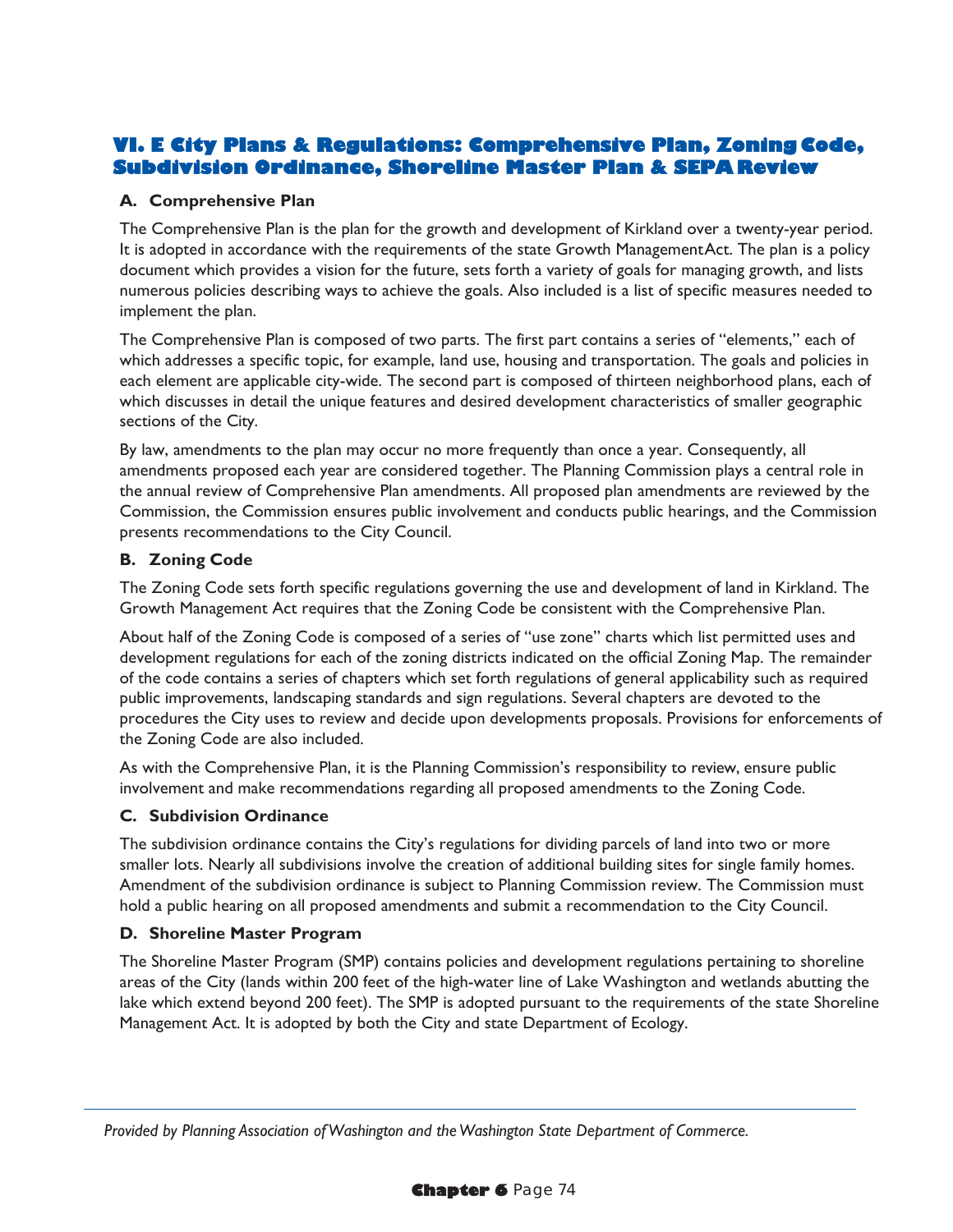## VI. E City Plans & Regulations: Comprehensive Plan, Zoning Code, Subdivision Ordinance, Shoreline Master Plan & SEPA Review

### A. Comprehensive Plan

The Comprehensive Plan is the plan for the growth and development of Kirkland over a twenty-year period. It is adopted in accordance with the requirements of the state Growth ManagementAct. The plan is a policy document which provides a vision for the future, sets forth a variety of goals for managing growth, and lists numerous policies describing ways to achieve the goals. Also included is a list of specific measures needed to implement the plan.

The Comprehensive Plan is composed of two parts. The first part contains a series of "elements," each of which addresses a specific topic, for example, land use, housing and transportation. The goals and policies in each element are applicable city-wide. The second part is composed of thirteen neighborhood plans, each of which discusses in detail the unique features and desired development characteristics of smaller geographic sections of the City.

By law, amendments to the plan may occur no more frequently than once a year. Consequently, all amendments proposed each year are considered together. The Planning Commission plays a central role in the annual review of Comprehensive Plan amendments. All proposed plan amendments are reviewed by the Commission, the Commission ensures public involvement and conducts public hearings, and the Commission presents recommendations to the City Council.

### B. Zoning Code

The Zoning Code sets forth specific regulations governing the use and development of land in Kirkland. The Growth Management Act requires that the Zoning Code be consistent with the Comprehensive Plan.

About half of the Zoning Code is composed of a series of "use zone" charts which list permitted uses and development regulations for each of the zoning districts indicated on the official Zoning Map. The remainder of the code contains a series of chapters which set forth regulations of general applicability such as required public improvements, landscaping standards and sign regulations. Several chapters are devoted to the procedures the City uses to review and decide upon developments proposals. Provisions for enforcements of the Zoning Code are also included.

As with the Comprehensive Plan, it is the Planning Commission's responsibility to review, ensure public involvement and make recommendations regarding all proposed amendments to the Zoning Code.

### C. Subdivision Ordinance

The subdivision ordinance contains the City's regulations for dividing parcels of land into two or more smaller lots. Nearly all subdivisions involve the creation of additional building sites for single family homes. Amendment of the subdivision ordinance is subject to Planning Commission review. The Commission must hold a public hearing on all proposed amendments and submit a recommendation to the City Council.

### D. Shoreline Master Program

The Shoreline Master Program (SMP) contains policies and development regulations pertaining to shoreline areas of the City (lands within 200 feet of the high-water line of Lake Washington and wetlands abutting the lake which extend beyond 200 feet). The SMP is adopted pursuant to the requirements of the state Shoreline Management Act. It is adopted by both the City and state Department of Ecology.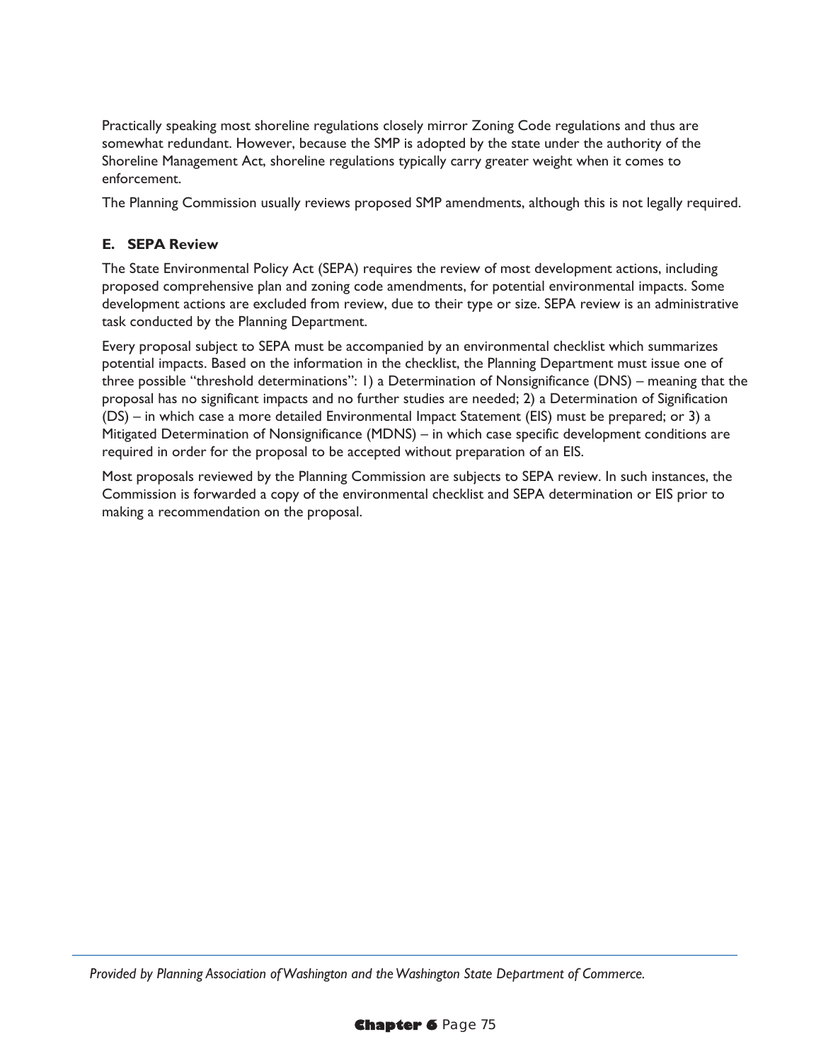Practically speaking most shoreline regulations closely mirror Zoning Code regulations and thus are somewhat redundant. However, because the SMP is adopted by the state under the authority of the Shoreline Management Act, shoreline regulations typically carry greater weight when it comes to enforcement.

The Planning Commission usually reviews proposed SMP amendments, although this is not legally required.

### E. SEPA Review

The State Environmental Policy Act (SEPA) requires the review of most development actions, including proposed comprehensive plan and zoning code amendments, for potential environmental impacts. Some development actions are excluded from review, due to their type or size. SEPA review is an administrative task conducted by the Planning Department.

Every proposal subject to SEPA must be accompanied by an environmental checklist which summarizes potential impacts. Based on the information in the checklist, the Planning Department must issue one of three possible "threshold determinations": 1) a Determination of Nonsignificance (DNS) – meaning that the proposal has no significant impacts and no further studies are needed; 2) a Determination of Signification (DS) – in which case a more detailed Environmental Impact Statement (EIS) must be prepared; or 3) a Mitigated Determination of Nonsignificance (MDNS) – in which case specific development conditions are required in order for the proposal to be accepted without preparation of an EIS.

Most proposals reviewed by the Planning Commission are subjects to SEPA review. In such instances, the Commission is forwarded a copy of the environmental checklist and SEPA determination or EIS prior to making a recommendation on the proposal.